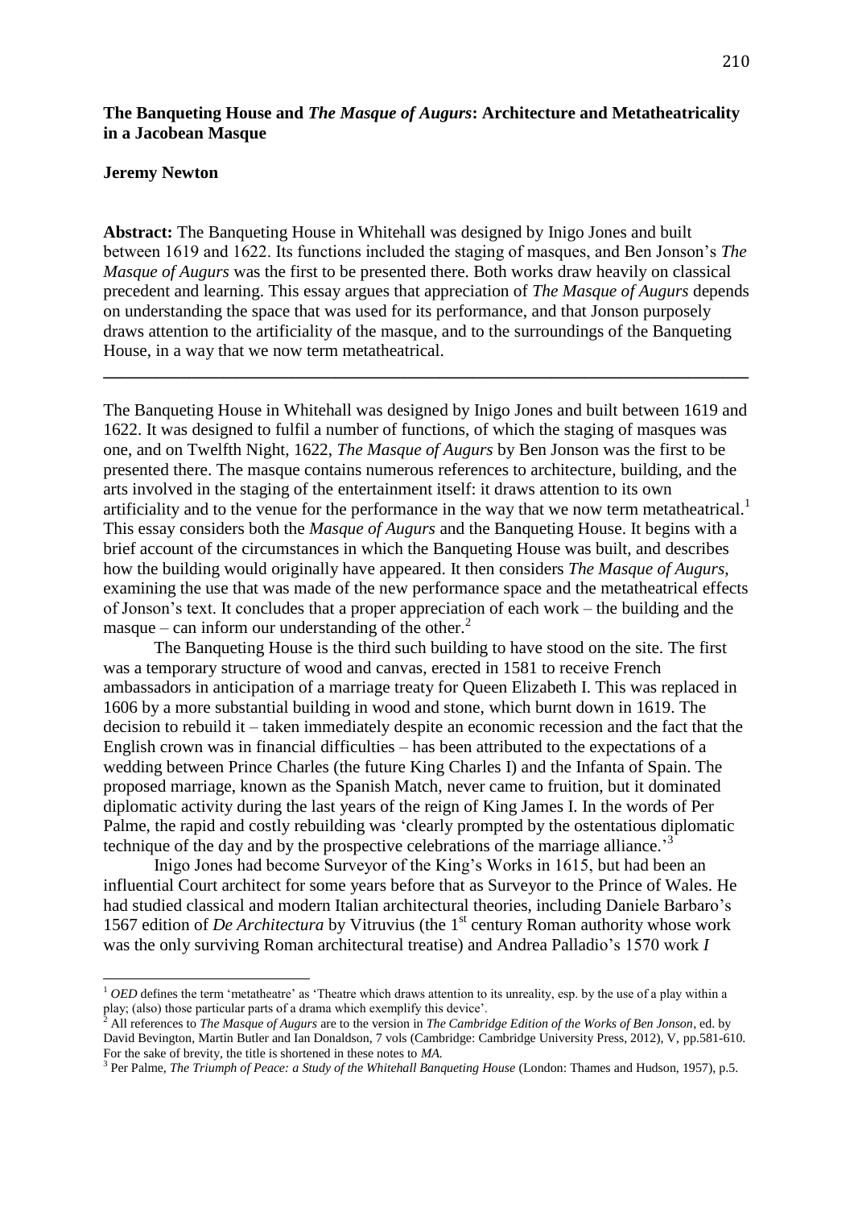# The Banqueting House and *The Masque of Augurs*: Architecture and Metatheatricality in a Jacobean Masque

**Jeremy Newton**

**Abstract:** The Banqueting House in Whitehall was designed by Inigo Jones and built between 1619 and 1622. Its functions included the staging of masques, and Ben Jonson's *The Masque of Augurs* was the first to be presented there. Both works draw heavily on classical precedent and learning. This essay argues that appreciation of *The Masque of Augurs* depends on understanding the space that was used for its performance, and that Jonson purposely draws attention to the artificiality of the masque, and to the surroundings of the Banqueting House, in a way that we now term metatheatrical.

---

The Banqueting House in Whitehall was designed by Inigo Jones and built between 1619 and 1622. It was designed to fulfil a number of functions, of which the staging of masques was one, and on Twelfth Night, 1622, *The Masque of Augurs* by Ben Jonson was the first to be presented there. The masque contains numerous references to architecture, building, and the arts involved in the staging of the entertainment itself: it draws attention to its own artificiality and to the venue for the performance in the way that we now term metatheatrical.[1] This essay considers both the *Masque of Augurs* and the Banqueting House. It begins with a brief account of the circumstances in which the Banqueting House was built, and describes how the building would originally have appeared. It then considers *The Masque of Augurs*, examining the use that was made of the new performance space and the metatheatrical effects of Jonson's text. It concludes that a proper appreciation of each work – the building and the masque – can inform our understanding of the other.[2]

The Banqueting House is the third such building to have stood on the site. The first was a temporary structure of wood and canvas, erected in 1581 to receive French ambassadors in anticipation of a marriage treaty for Queen Elizabeth I. This was replaced in 1606 by a more substantial building in wood and stone, which burnt down in 1619. The decision to rebuild it – taken immediately despite an economic recession and the fact that the English crown was in financial difficulties – has been attributed to the expectations of a wedding between Prince Charles (the future King Charles I) and the Infanta of Spain. The proposed marriage, known as the Spanish Match, never came to fruition, but it dominated diplomatic activity during the last years of the reign of King James I. In the words of Per Palme, the rapid and costly rebuilding was 'clearly prompted by the ostentatious diplomatic technique of the day and by the prospective celebrations of the marriage alliance.'[3]

Inigo Jones had become Surveyor of the King's Works in 1615, but had been an influential Court architect for some years before that as Surveyor to the Prince of Wales. He had studied classical and modern Italian architectural theories, including Daniele Barbaro's 1567 edition of *De Architectura* by Vitruvius (the 1st century Roman authority whose work was the only surviving Roman architectural treatise) and Andrea Palladio's 1570 work *I*

---

[1] *OED* defines the term 'metatheatre' as 'Theatre which draws attention to its unreality, esp. by the use of a play within a play; (also) those particular parts of a drama which exemplify this device'.

[2] All references to *The Masque of Augurs* are to the version in *The Cambridge Edition of the Works of Ben Jonson*, ed. by David Bevington, Martin Butler and Ian Donaldson, 7 vols (Cambridge: Cambridge University Press, 2012), V, pp.581-610. For the sake of brevity, the title is shortened in these notes to *MA*.

[3] Per Palme, *The Triumph of Peace: a Study of the Whitehall Banqueting House* (London: Thames and Hudson, 1957), p.5.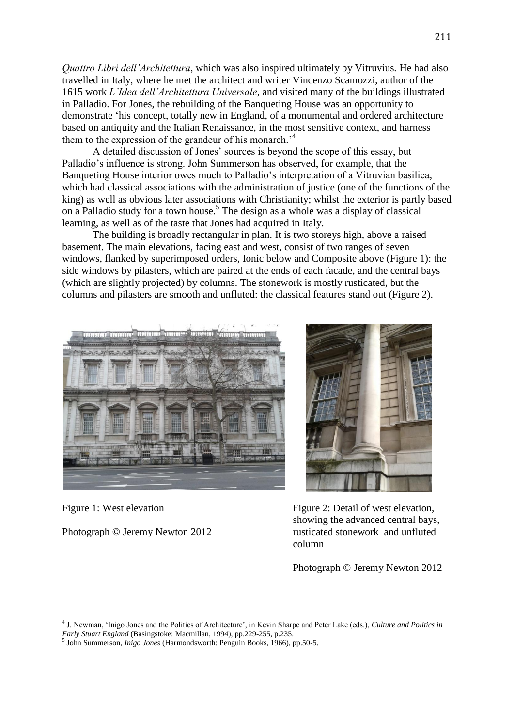*Quattro Libri dell'Architettura*, which was also inspired ultimately by Vitruvius. He had also travelled in Italy, where he met the architect and writer Vincenzo Scamozzi, author of the 1615 work *L'Idea dell'Architettura Universale*, and visited many of the buildings illustrated in Palladio. For Jones, the rebuilding of the Banqueting House was an opportunity to demonstrate 'his concept, totally new in England, of a monumental and ordered architecture based on antiquity and the Italian Renaissance, in the most sensitive context, and harness them to the expression of the grandeur of his monarch.'[4]

A detailed discussion of Jones' sources is beyond the scope of this essay, but Palladio's influence is strong. John Summerson has observed, for example, that the Banqueting House interior owes much to Palladio's interpretation of a Vitruvian basilica, which had classical associations with the administration of justice (one of the functions of the king) as well as obvious later associations with Christianity; whilst the exterior is partly based on a Palladio study for a town house.[5] The design as a whole was a display of classical learning, as well as of the taste that Jones had acquired in Italy.

The building is broadly rectangular in plan. It is two storeys high, above a raised basement. The main elevations, facing east and west, consist of two ranges of seven windows, flanked by superimposed orders, Ionic below and Composite above (Figure 1): the side windows by pilasters, which are paired at the ends of each facade, and the central bays (which are slightly projected) by columns. The stonework is mostly rusticated, but the columns and pilasters are smooth and unfluted: the classical features stand out (Figure 2).

Figure 1: West elevation

Photograph © Jeremy Newton 2012

Figure 2: Detail of west elevation, showing the advanced central bays, rusticated stonework and unfluted column

Photograph © Jeremy Newton 2012

---

[4] J. Newman, 'Inigo Jones and the Politics of Architecture', in Kevin Sharpe and Peter Lake (eds.), *Culture and Politics in Early Stuart England* (Basingstoke: Macmillan, 1994), pp.229-255, p.235.

[5] John Summerson, *Inigo Jones* (Harmondsworth: Penguin Books, 1966), pp.50-5.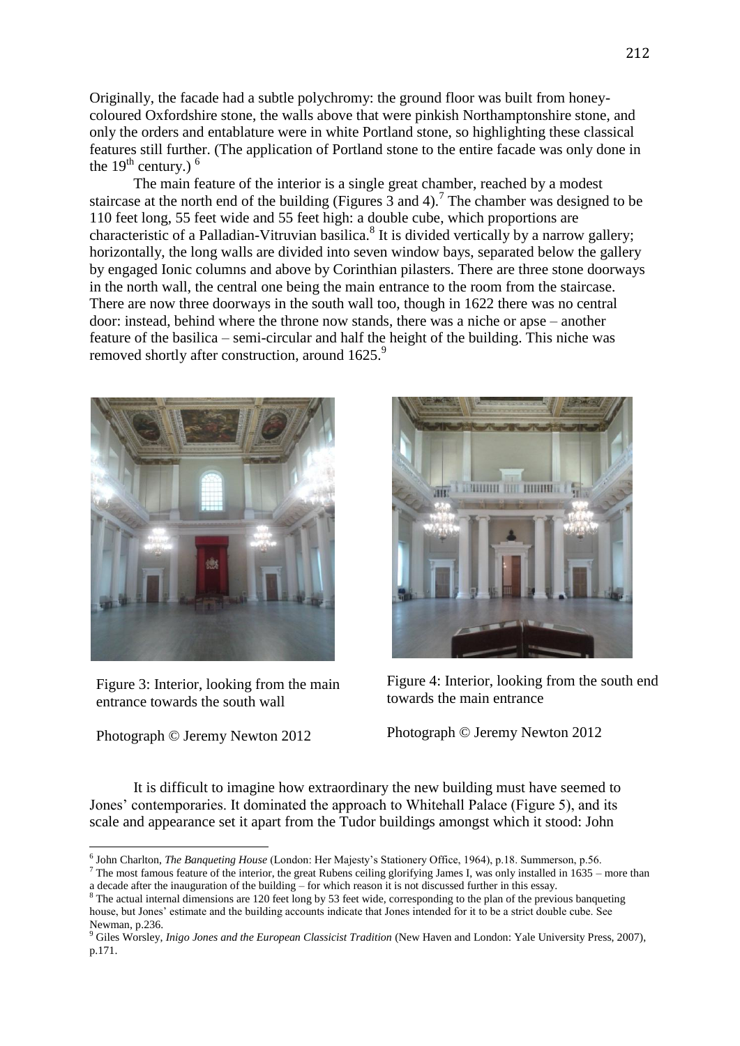Originally, the facade had a subtle polychromy: the ground floor was built from honey-coloured Oxfordshire stone, the walls above that were pinkish Northamptonshire stone, and only the orders and entablature were in white Portland stone, so highlighting these classical features still further. (The application of Portland stone to the entire facade was only done in the 19th century.) [6]

The main feature of the interior is a single great chamber, reached by a modest staircase at the north end of the building (Figures 3 and 4).[7] The chamber was designed to be 110 feet long, 55 feet wide and 55 feet high: a double cube, which proportions are characteristic of a Palladian-Vitruvian basilica.[8] It is divided vertically by a narrow gallery; horizontally, the long walls are divided into seven window bays, separated below the gallery by engaged Ionic columns and above by Corinthian pilasters. There are three stone doorways in the north wall, the central one being the main entrance to the room from the staircase. There are now three doorways in the south wall too, though in 1622 there was no central door: instead, behind where the throne now stands, there was a niche or apse – another feature of the basilica – semi-circular and half the height of the building. This niche was removed shortly after construction, around 1625.[9]

Figure 3: Interior, looking from the main entrance towards the south wall

Photograph © Jeremy Newton 2012

Figure 4: Interior, looking from the south end towards the main entrance

Photograph © Jeremy Newton 2012

It is difficult to imagine how extraordinary the new building must have seemed to Jones' contemporaries. It dominated the approach to Whitehall Palace (Figure 5), and its scale and appearance set it apart from the Tudor buildings amongst which it stood: John

---

[6] John Charlton, *The Banqueting House* (London: Her Majesty's Stationery Office, 1964), p.18. Summerson, p.56.

[7] The most famous feature of the interior, the great Rubens ceiling glorifying James I, was only installed in 1635 – more than a decade after the inauguration of the building – for which reason it is not discussed further in this essay.

[8] The actual internal dimensions are 120 feet long by 53 feet wide, corresponding to the plan of the previous banqueting house, but Jones' estimate and the building accounts indicate that Jones intended for it to be a strict double cube. See Newman, p.236.

[9] Giles Worsley, *Inigo Jones and the European Classicist Tradition* (New Haven and London: Yale University Press, 2007), p.171.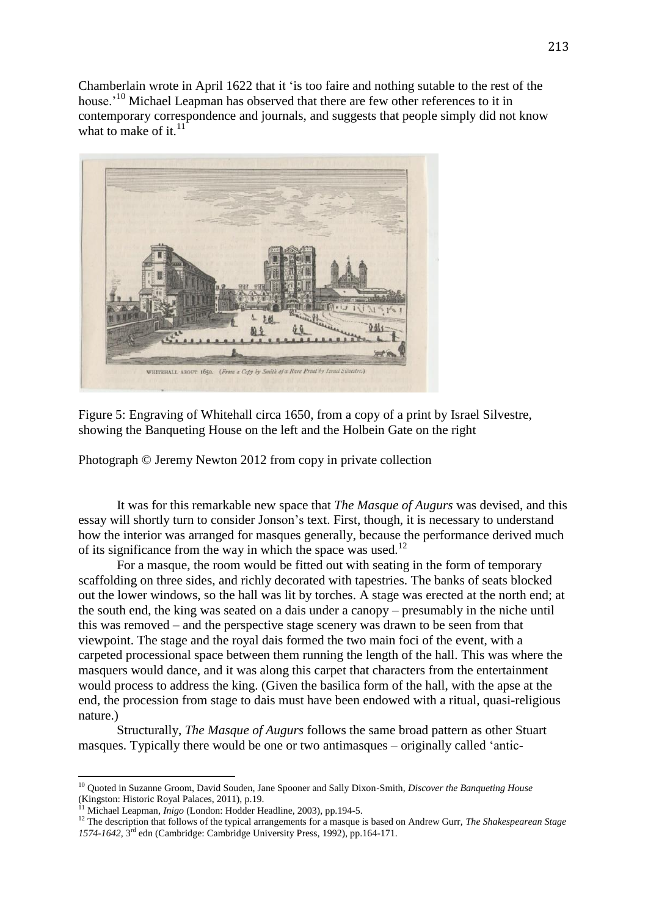Chamberlain wrote in April 1622 that it 'is too faire and nothing sutable to the rest of the house.'[10] Michael Leapman has observed that there are few other references to it in contemporary correspondence and journals, and suggests that people simply did not know what to make of it.[11]

Figure 5: Engraving of Whitehall circa 1650, from a copy of a print by Israel Silvestre, showing the Banqueting House on the left and the Holbein Gate on the right

Photograph © Jeremy Newton 2012 from copy in private collection

It was for this remarkable new space that *The Masque of Augurs* was devised, and this essay will shortly turn to consider Jonson's text. First, though, it is necessary to understand how the interior was arranged for masques generally, because the performance derived much of its significance from the way in which the space was used.[12]

For a masque, the room would be fitted out with seating in the form of temporary scaffolding on three sides, and richly decorated with tapestries. The banks of seats blocked out the lower windows, so the hall was lit by torches. A stage was erected at the north end; at the south end, the king was seated on a dais under a canopy – presumably in the niche until this was removed – and the perspective stage scenery was drawn to be seen from that viewpoint. The stage and the royal dais formed the two main foci of the event, with a carpeted processional space between them running the length of the hall. This was where the masquers would dance, and it was along this carpet that characters from the entertainment would process to address the king. (Given the basilica form of the hall, with the apse at the end, the procession from stage to dais must have been endowed with a ritual, quasi-religious nature.)

Structurally, *The Masque of Augurs* follows the same broad pattern as other Stuart masques. Typically there would be one or two antimasques – originally called 'antic-

[10] Quoted in Suzanne Groom, David Souden, Jane Spooner and Sally Dixon-Smith, *Discover the Banqueting House* (Kingston: Historic Royal Palaces, 2011), p.19.

[11] Michael Leapman, *Inigo* (London: Hodder Headline, 2003), pp.194-5.

[12] The description that follows of the typical arrangements for a masque is based on Andrew Gurr, *The Shakespearean Stage 1574-1642*, 3rd edn (Cambridge: Cambridge University Press, 1992), pp.164-171.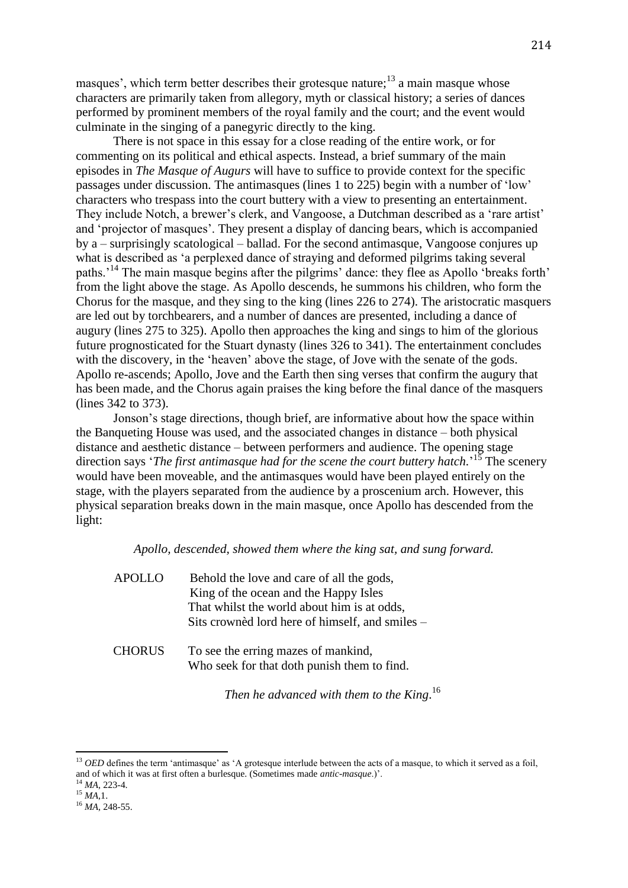masques', which term better describes their grotesque nature;[13] a main masque whose characters are primarily taken from allegory, myth or classical history; a series of dances performed by prominent members of the royal family and the court; and the event would culminate in the singing of a panegyric directly to the king.

There is not space in this essay for a close reading of the entire work, or for commenting on its political and ethical aspects. Instead, a brief summary of the main episodes in *The Masque of Augurs* will have to suffice to provide context for the specific passages under discussion. The antimasques (lines 1 to 225) begin with a number of 'low' characters who trespass into the court buttery with a view to presenting an entertainment. They include Notch, a brewer's clerk, and Vangoose, a Dutchman described as a 'rare artist' and 'projector of masques'. They present a display of dancing bears, which is accompanied by a – surprisingly scatological – ballad. For the second antimasque, Vangoose conjures up what is described as 'a perplexed dance of straying and deformed pilgrims taking several paths.'[14] The main masque begins after the pilgrims' dance: they flee as Apollo 'breaks forth' from the light above the stage. As Apollo descends, he summons his children, who form the Chorus for the masque, and they sing to the king (lines 226 to 274). The aristocratic masquers are led out by torchbearers, and a number of dances are presented, including a dance of augury (lines 275 to 325). Apollo then approaches the king and sings to him of the glorious future prognosticated for the Stuart dynasty (lines 326 to 341). The entertainment concludes with the discovery, in the 'heaven' above the stage, of Jove with the senate of the gods. Apollo re-ascends; Apollo, Jove and the Earth then sing verses that confirm the augury that has been made, and the Chorus again praises the king before the final dance of the masquers (lines 342 to 373).

Jonson's stage directions, though brief, are informative about how the space within the Banqueting House was used, and the associated changes in distance – both physical distance and aesthetic distance – between performers and audience. The opening stage direction says '*The first antimasque had for the scene the court buttery hatch.*'[15] The scenery would have been moveable, and the antimasques would have been played entirely on the stage, with the players separated from the audience by a proscenium arch. However, this physical separation breaks down in the main masque, once Apollo has descended from the light:

*Apollo, descended, showed them where the king sat, and sung forward.*

APOLLO Behold the love and care of all the gods,
King of the ocean and the Happy Isles
That whilst the world about him is at odds,
Sits crownèd lord here of himself, and smiles –

CHORUS To see the erring mazes of mankind,
Who seek for that doth punish them to find.

*Then he advanced with them to the King.*[16]

---

[13] *OED* defines the term 'antimasque' as 'A grotesque interlude between the acts of a masque, to which it served as a foil, and of which it was at first often a burlesque. (Sometimes made *antic-masque*.)'.

[14] *MA*, 223-4.

[15] *MA*,1.

[16] *MA*, 248-55.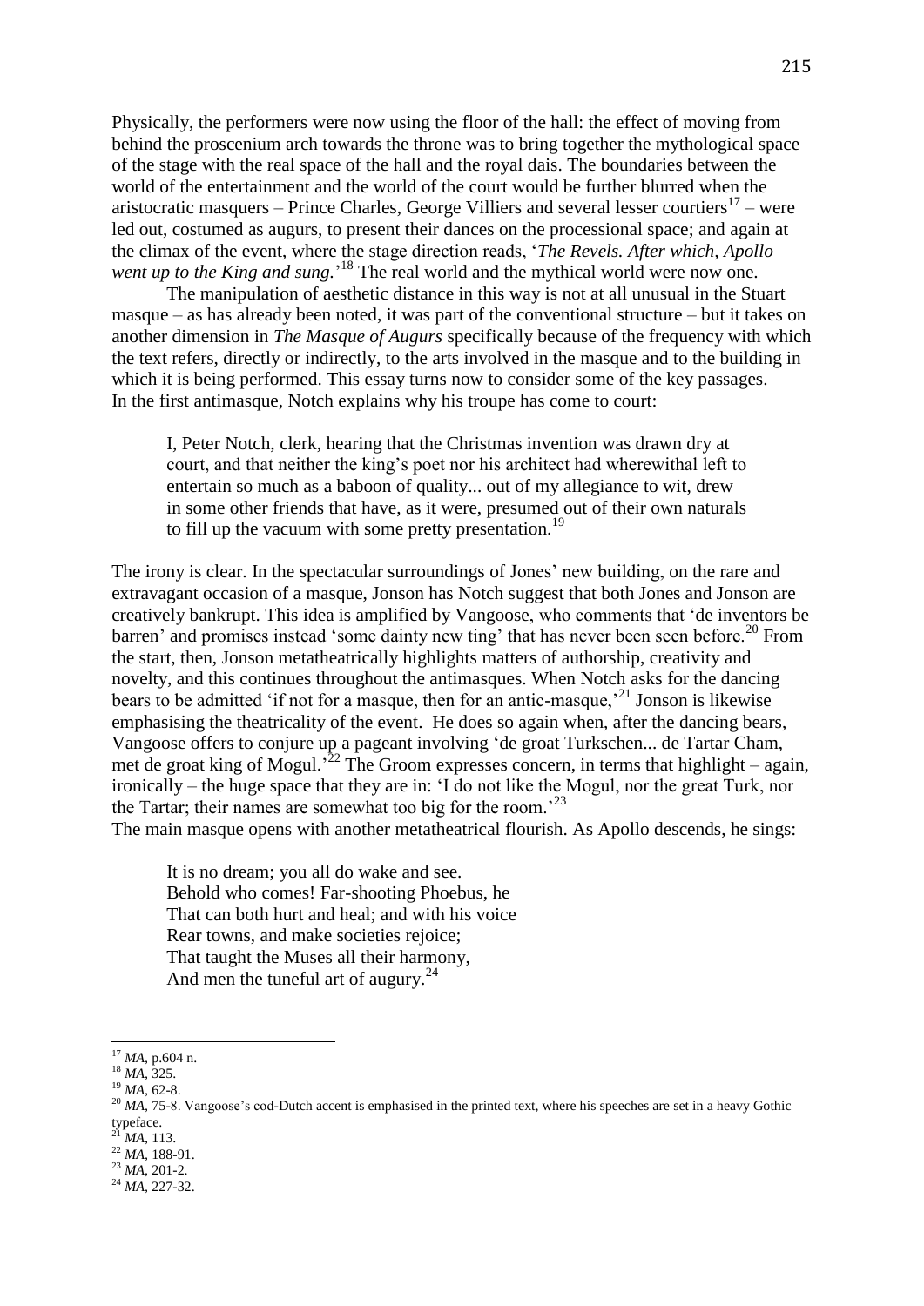Physically, the performers were now using the floor of the hall: the effect of moving from behind the proscenium arch towards the throne was to bring together the mythological space of the stage with the real space of the hall and the royal dais. The boundaries between the world of the entertainment and the world of the court would be further blurred when the aristocratic masquers – Prince Charles, George Villiers and several lesser courtiers[17] – were led out, costumed as augurs, to present their dances on the processional space; and again at the climax of the event, where the stage direction reads, '*The Revels. After which, Apollo went up to the King and sung.*'[18] The real world and the mythical world were now one.

The manipulation of aesthetic distance in this way is not at all unusual in the Stuart masque – as has already been noted, it was part of the conventional structure – but it takes on another dimension in *The Masque of Augurs* specifically because of the frequency with which the text refers, directly or indirectly, to the arts involved in the masque and to the building in which it is being performed. This essay turns now to consider some of the key passages. In the first antimasque, Notch explains why his troupe has come to court:

> I, Peter Notch, clerk, hearing that the Christmas invention was drawn dry at court, and that neither the king's poet nor his architect had wherewithal left to entertain so much as a baboon of quality... out of my allegiance to wit, drew in some other friends that have, as it were, presumed out of their own naturals to fill up the vacuum with some pretty presentation.[19]

The irony is clear. In the spectacular surroundings of Jones' new building, on the rare and extravagant occasion of a masque, Jonson has Notch suggest that both Jones and Jonson are creatively bankrupt. This idea is amplified by Vangoose, who comments that 'de inventors be barren' and promises instead 'some dainty new ting' that has never been seen before.[20] From the start, then, Jonson metatheatrically highlights matters of authorship, creativity and novelty, and this continues throughout the antimasques. When Notch asks for the dancing bears to be admitted 'if not for a masque, then for an antic-masque,'[21] Jonson is likewise emphasising the theatricality of the event. He does so again when, after the dancing bears, Vangoose offers to conjure up a pageant involving 'de groat Turkschen... de Tartar Cham, met de groat king of Mogul.'[22] The Groom expresses concern, in terms that highlight – again, ironically – the huge space that they are in: 'I do not like the Mogul, nor the great Turk, nor the Tartar; their names are somewhat too big for the room.'[23]

The main masque opens with another metatheatrical flourish. As Apollo descends, he sings:

> It is no dream; you all do wake and see.
> Behold who comes! Far-shooting Phoebus, he
> That can both hurt and heal; and with his voice
> Rear towns, and make societies rejoice;
> That taught the Muses all their harmony,
> And men the tuneful art of augury.[24]

---

[17] *MA*, p.604 n.
[18] *MA*, 325.
[19] *MA*, 62-8.
[20] *MA*, 75-8. Vangoose's cod-Dutch accent is emphasised in the printed text, where his speeches are set in a heavy Gothic typeface.
[21] *MA*, 113.
[22] *MA*, 188-91.
[23] *MA*, 201-2.
[24] *MA*, 227-32.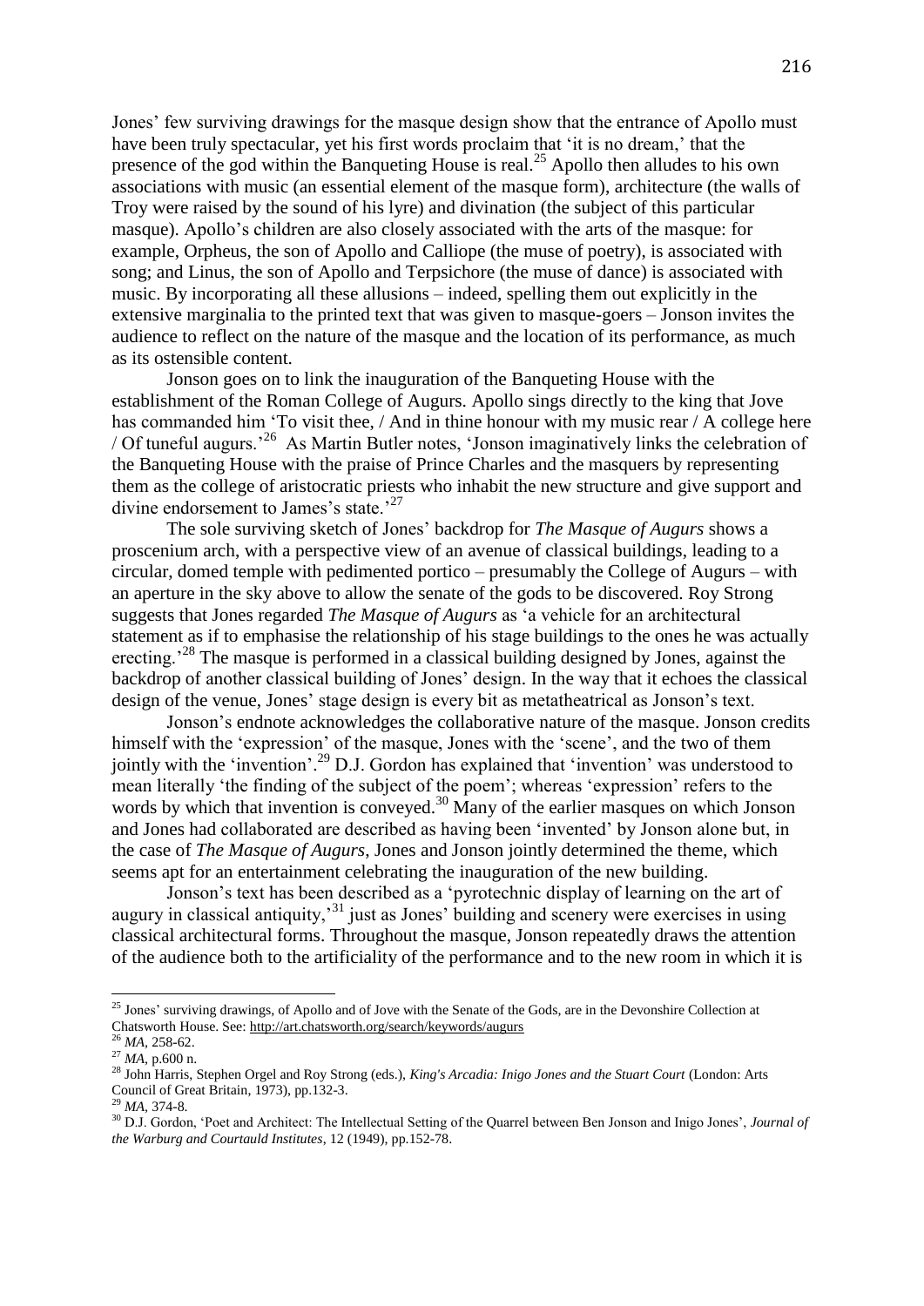Jones' few surviving drawings for the masque design show that the entrance of Apollo must have been truly spectacular, yet his first words proclaim that 'it is no dream,' that the presence of the god within the Banqueting House is real.[25] Apollo then alludes to his own associations with music (an essential element of the masque form), architecture (the walls of Troy were raised by the sound of his lyre) and divination (the subject of this particular masque). Apollo's children are also closely associated with the arts of the masque: for example, Orpheus, the son of Apollo and Calliope (the muse of poetry), is associated with song; and Linus, the son of Apollo and Terpsichore (the muse of dance) is associated with music. By incorporating all these allusions – indeed, spelling them out explicitly in the extensive marginalia to the printed text that was given to masque-goers – Jonson invites the audience to reflect on the nature of the masque and the location of its performance, as much as its ostensible content.

Jonson goes on to link the inauguration of the Banqueting House with the establishment of the Roman College of Augurs. Apollo sings directly to the king that Jove has commanded him 'To visit thee, / And in thine honour with my music rear / A college here / Of tuneful augurs.'[26] As Martin Butler notes, 'Jonson imaginatively links the celebration of the Banqueting House with the praise of Prince Charles and the masquers by representing them as the college of aristocratic priests who inhabit the new structure and give support and divine endorsement to James's state.'[27]

The sole surviving sketch of Jones' backdrop for *The Masque of Augurs* shows a proscenium arch, with a perspective view of an avenue of classical buildings, leading to a circular, domed temple with pedimented portico – presumably the College of Augurs – with an aperture in the sky above to allow the senate of the gods to be discovered. Roy Strong suggests that Jones regarded *The Masque of Augurs* as 'a vehicle for an architectural statement as if to emphasise the relationship of his stage buildings to the ones he was actually erecting.'[28] The masque is performed in a classical building designed by Jones, against the backdrop of another classical building of Jones' design. In the way that it echoes the classical design of the venue, Jones' stage design is every bit as metatheatrical as Jonson's text.

Jonson's endnote acknowledges the collaborative nature of the masque. Jonson credits himself with the 'expression' of the masque, Jones with the 'scene', and the two of them jointly with the 'invention'.[29] D.J. Gordon has explained that 'invention' was understood to mean literally 'the finding of the subject of the poem'; whereas 'expression' refers to the words by which that invention is conveyed.[30] Many of the earlier masques on which Jonson and Jones had collaborated are described as having been 'invented' by Jonson alone but, in the case of *The Masque of Augurs*, Jones and Jonson jointly determined the theme, which seems apt for an entertainment celebrating the inauguration of the new building.

Jonson's text has been described as a 'pyrotechnic display of learning on the art of augury in classical antiquity,'[31] just as Jones' building and scenery were exercises in using classical architectural forms. Throughout the masque, Jonson repeatedly draws the attention of the audience both to the artificiality of the performance and to the new room in which it is

---

[25] Jones' surviving drawings, of Apollo and of Jove with the Senate of the Gods, are in the Devonshire Collection at Chatsworth House. See: http://art.chatsworth.org/search/keywords/augurs

[26] *MA*, 258-62.

[27] *MA*, p.600 n.

[28] John Harris, Stephen Orgel and Roy Strong (eds.), *King's Arcadia: Inigo Jones and the Stuart Court* (London: Arts Council of Great Britain, 1973), pp.132-3.

[29] *MA*, 374-8.

[30] D.J. Gordon, 'Poet and Architect: The Intellectual Setting of the Quarrel between Ben Jonson and Inigo Jones', *Journal of the Warburg and Courtauld Institutes*, 12 (1949), pp.152-78.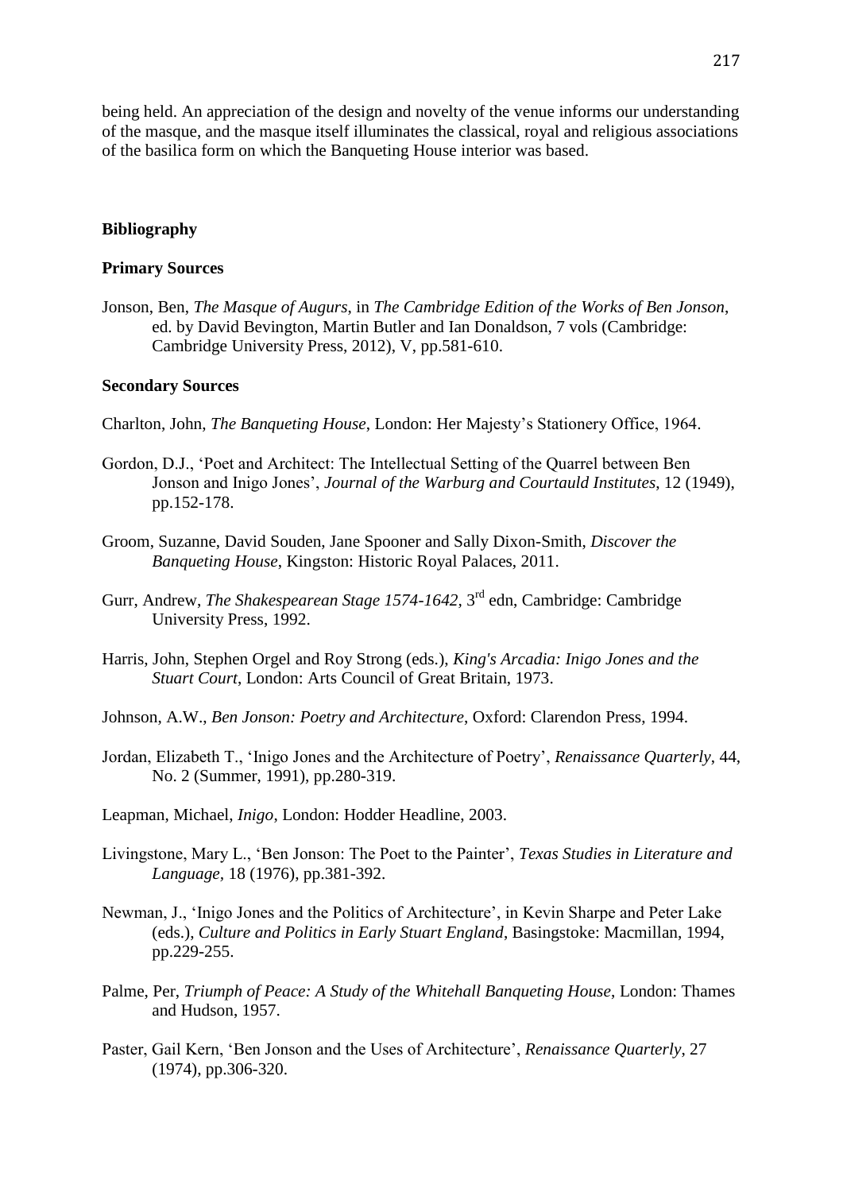being held. An appreciation of the design and novelty of the venue informs our understanding of the masque, and the masque itself illuminates the classical, royal and religious associations of the basilica form on which the Banqueting House interior was based.

## Bibliography

### Primary Sources

Jonson, Ben, *The Masque of Augurs*, in *The Cambridge Edition of the Works of Ben Jonson*, ed. by David Bevington, Martin Butler and Ian Donaldson, 7 vols (Cambridge: Cambridge University Press, 2012), V, pp.581-610.

### Secondary Sources

Charlton, John, *The Banqueting House*, London: Her Majesty's Stationery Office, 1964.

Gordon, D.J., 'Poet and Architect: The Intellectual Setting of the Quarrel between Ben Jonson and Inigo Jones', *Journal of the Warburg and Courtauld Institutes*, 12 (1949), pp.152-178.

Groom, Suzanne, David Souden, Jane Spooner and Sally Dixon-Smith, *Discover the Banqueting House*, Kingston: Historic Royal Palaces, 2011.

Gurr, Andrew, *The Shakespearean Stage 1574-1642*, 3rd edn, Cambridge: Cambridge University Press, 1992.

Harris, John, Stephen Orgel and Roy Strong (eds.), *King's Arcadia: Inigo Jones and the Stuart Court*, London: Arts Council of Great Britain, 1973.

Johnson, A.W., *Ben Jonson: Poetry and Architecture*, Oxford: Clarendon Press, 1994.

Jordan, Elizabeth T., 'Inigo Jones and the Architecture of Poetry', *Renaissance Quarterly*, 44, No. 2 (Summer, 1991), pp.280-319.

Leapman, Michael, *Inigo*, London: Hodder Headline, 2003.

Livingstone, Mary L., 'Ben Jonson: The Poet to the Painter', *Texas Studies in Literature and Language*, 18 (1976), pp.381-392.

Newman, J., 'Inigo Jones and the Politics of Architecture', in Kevin Sharpe and Peter Lake (eds.), *Culture and Politics in Early Stuart England*, Basingstoke: Macmillan, 1994, pp.229-255.

Palme, Per, *Triumph of Peace: A Study of the Whitehall Banqueting House*, London: Thames and Hudson, 1957.

Paster, Gail Kern, 'Ben Jonson and the Uses of Architecture', *Renaissance Quarterly*, 27 (1974), pp.306-320.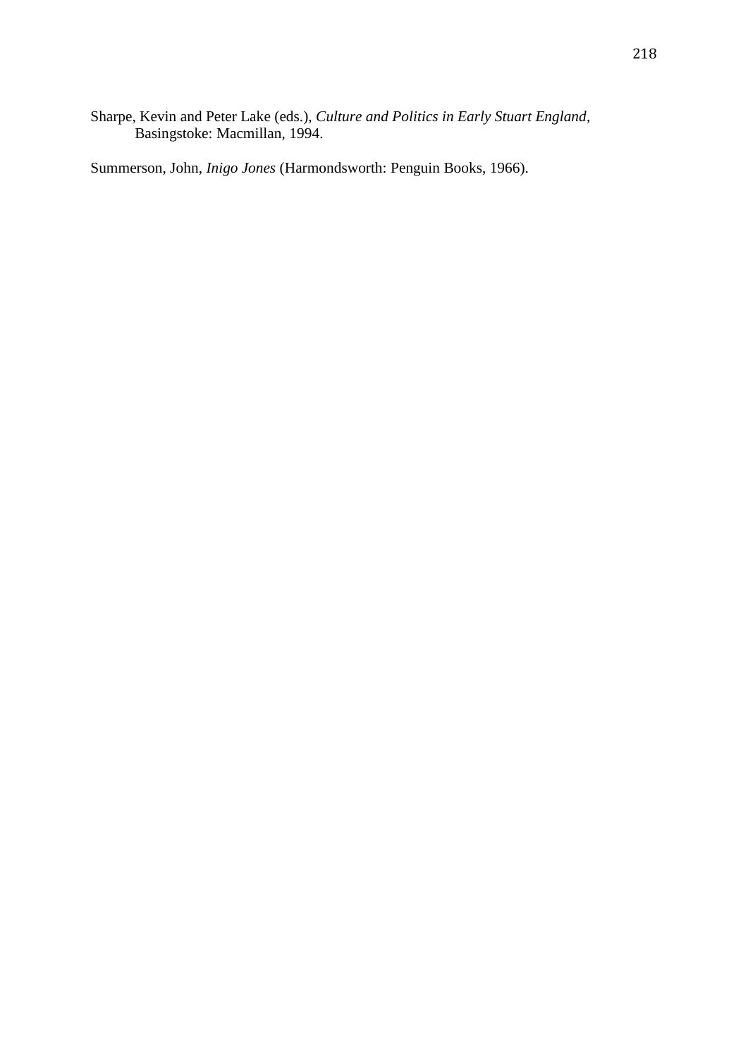Sharpe, Kevin and Peter Lake (eds.), *Culture and Politics in Early Stuart England*, Basingstoke: Macmillan, 1994.

Summerson, John, *Inigo Jones* (Harmondsworth: Penguin Books, 1966).